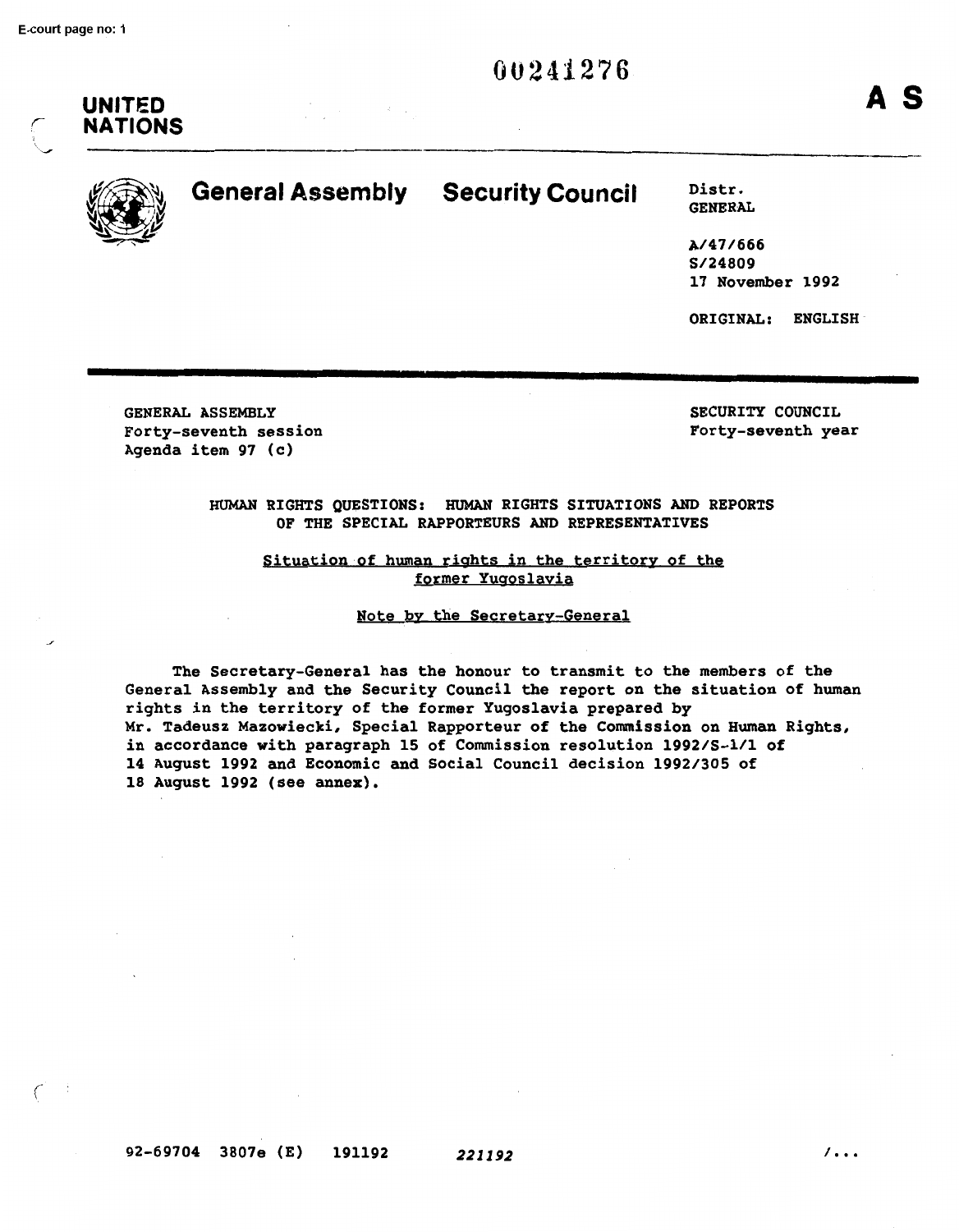00241276

**UNITED NATIONS**

**A S**

# General Assembly Security Council

Distr.
GENERAL

A/47/666
S/24809
17 November 1992

ORIGINAL: ENGLISH

GENERAL ASSEMBLY
Forty-seventh session
Agenda item 97 (c)

SECURITY COUNCIL
Forty-seventh year

## HUMAN RIGHTS QUESTIONS: HUMAN RIGHTS SITUATIONS AND REPORTS OF THE SPECIAL RAPPORTEURS AND REPRESENTATIVES

### Situation of human rights in the territory of the former Yugoslavia

### Note by the Secretary-General

The Secretary-General has the honour to transmit to the members of the General Assembly and the Security Council the report on the situation of human rights in the territory of the former Yugoslavia prepared by Mr. Tadeusz Mazowiecki, Special Rapporteur of the Commission on Human Rights, in accordance with paragraph 15 of Commission resolution 1992/S-1/1 of 14 August 1992 and Economic and Social Council decision 1992/305 of 18 August 1992 (see annex).

92-69704 3807e (E) 191192 *221192*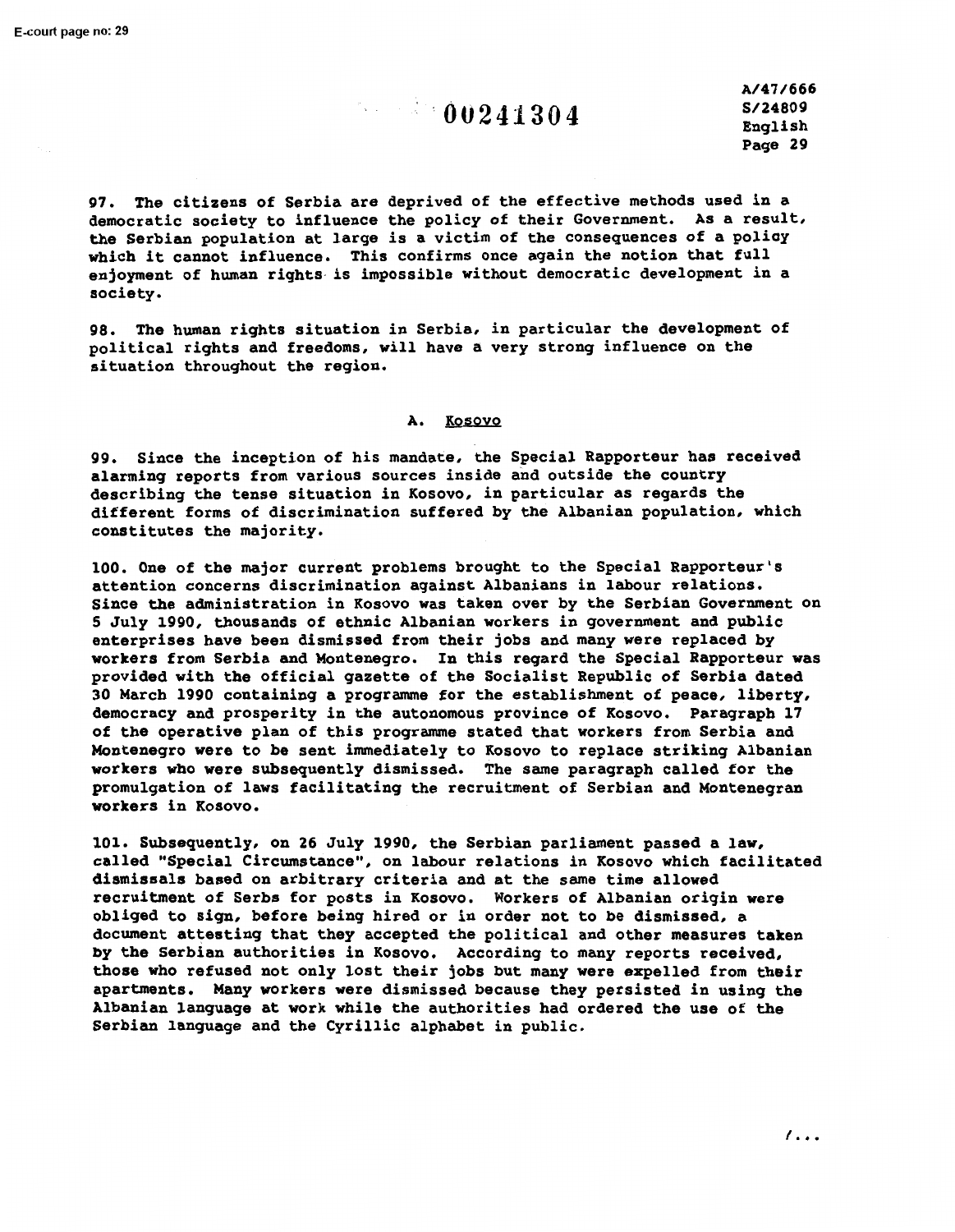97. The citizens of Serbia are deprived of the effective methods used in a democratic society to influence the policy of their Government. As a result, the Serbian population at large is a victim of the consequences of a policy which it cannot influence. This confirms once again the notion that full enjoyment of human rights is impossible without democratic development in a society.

98. The human rights situation in Serbia, in particular the development of political rights and freedoms, will have a very strong influence on the situation throughout the region.

## A. Kosovo

99. Since the inception of his mandate, the Special Rapporteur has received alarming reports from various sources inside and outside the country describing the tense situation in Kosovo, in particular as regards the different forms of discrimination suffered by the Albanian population, which constitutes the majority.

100. One of the major current problems brought to the Special Rapporteur's attention concerns discrimination against Albanians in labour relations. Since the administration in Kosovo was taken over by the Serbian Government on 5 July 1990, thousands of ethnic Albanian workers in government and public enterprises have been dismissed from their jobs and many were replaced by workers from Serbia and Montenegro. In this regard the Special Rapporteur was provided with the official gazette of the Socialist Republic of Serbia dated 30 March 1990 containing a programme for the establishment of peace, liberty, democracy and prosperity in the autonomous province of Kosovo. Paragraph 17 of the operative plan of this programme stated that workers from Serbia and Montenegro were to be sent immediately to Kosovo to replace striking Albanian workers who were subsequently dismissed. The same paragraph called for the promulgation of laws facilitating the recruitment of Serbian and Montenegran workers in Kosovo.

101. Subsequently, on 26 July 1990, the Serbian parliament passed a law, called "Special Circumstance", on labour relations in Kosovo which facilitated dismissals based on arbitrary criteria and at the same time allowed recruitment of Serbs for posts in Kosovo. Workers of Albanian origin were obliged to sign, before being hired or in order not to be dismissed, a document attesting that they accepted the political and other measures taken by the Serbian authorities in Kosovo. According to many reports received, those who refused not only lost their jobs but many were expelled from their apartments. Many workers were dismissed because they persisted in using the Albanian language at work while the authorities had ordered the use of the Serbian language and the Cyrillic alphabet in public.

/...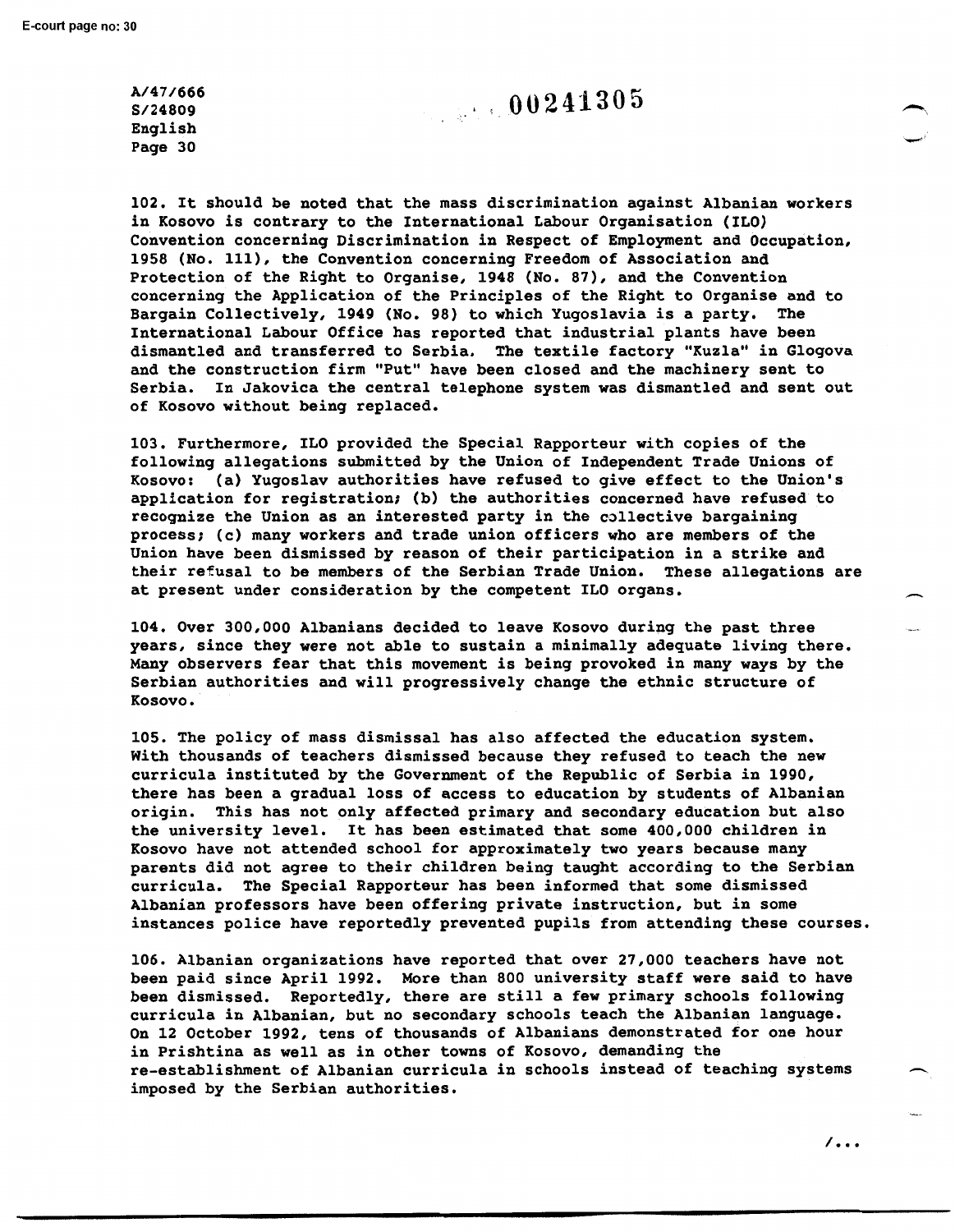102. It should be noted that the mass discrimination against Albanian workers in Kosovo is contrary to the International Labour Organisation (ILO) Convention concerning Discrimination in Respect of Employment and Occupation, 1958 (No. 111), the Convention concerning Freedom of Association and Protection of the Right to Organise, 1948 (No. 87), and the Convention concerning the Application of the Principles of the Right to Organise and to Bargain Collectively, 1949 (No. 98) to which Yugoslavia is a party. The International Labour Office has reported that industrial plants have been dismantled and transferred to Serbia. The textile factory "Kuzla" in Glogova and the construction firm "Put" have been closed and the machinery sent to Serbia. In Jakovica the central telephone system was dismantled and sent out of Kosovo without being replaced.

103. Furthermore, ILO provided the Special Rapporteur with copies of the following allegations submitted by the Union of Independent Trade Unions of Kosovo: (a) Yugoslav authorities have refused to give effect to the Union's application for registration; (b) the authorities concerned have refused to recognize the Union as an interested party in the collective bargaining process; (c) many workers and trade union officers who are members of the Union have been dismissed by reason of their participation in a strike and their refusal to be members of the Serbian Trade Union. These allegations are at present under consideration by the competent ILO organs.

104. Over 300,000 Albanians decided to leave Kosovo during the past three years, since they were not able to sustain a minimally adequate living there. Many observers fear that this movement is being provoked in many ways by the Serbian authorities and will progressively change the ethnic structure of Kosovo.

105. The policy of mass dismissal has also affected the education system. With thousands of teachers dismissed because they refused to teach the new curricula instituted by the Government of the Republic of Serbia in 1990, there has been a gradual loss of access to education by students of Albanian origin. This has not only affected primary and secondary education but also the university level. It has been estimated that some 400,000 children in Kosovo have not attended school for approximately two years because many parents did not agree to their children being taught according to the Serbian curricula. The Special Rapporteur has been informed that some dismissed Albanian professors have been offering private instruction, but in some instances police have reportedly prevented pupils from attending these courses.

106. Albanian organizations have reported that over 27,000 teachers have not been paid since April 1992. More than 800 university staff were said to have been dismissed. Reportedly, there are still a few primary schools following curricula in Albanian, but no secondary schools teach the Albanian language. On 12 October 1992, tens of thousands of Albanians demonstrated for one hour in Prishtina as well as in other towns of Kosovo, demanding the re-establishment of Albanian curricula in schools instead of teaching systems imposed by the Serbian authorities.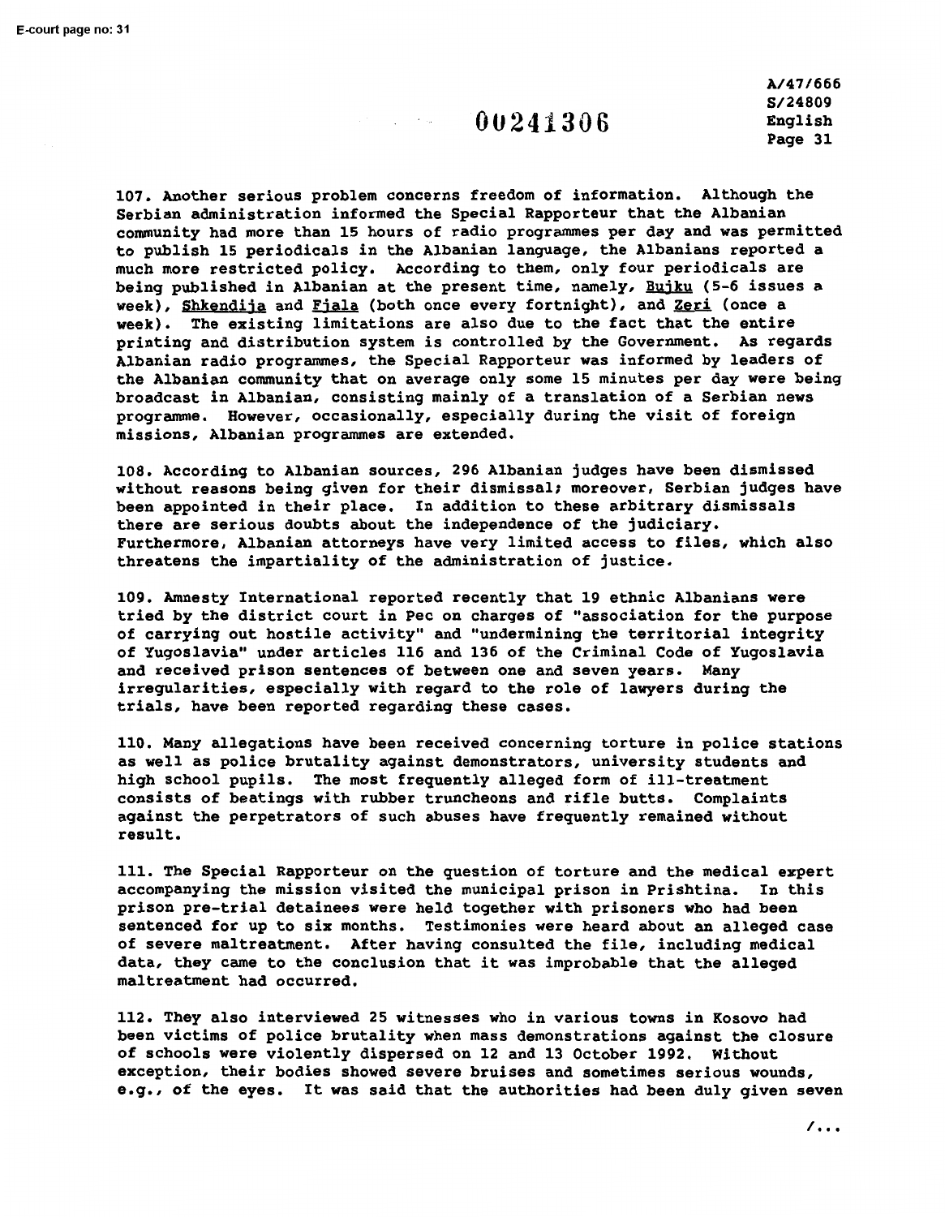107. Another serious problem concerns freedom of information. Although the Serbian administration informed the Special Rapporteur that the Albanian community had more than 15 hours of radio programmes per day and was permitted to publish 15 periodicals in the Albanian language, the Albanians reported a much more restricted policy. According to them, only four periodicals are being published in Albanian at the present time, namely, Bujku (5-6 issues a week), Shkendija and Fjala (both once every fortnight), and Zeri (once a week). The existing limitations are also due to the fact that the entire printing and distribution system is controlled by the Government. As regards Albanian radio programmes, the Special Rapporteur was informed by leaders of the Albanian community that on average only some 15 minutes per day were being broadcast in Albanian, consisting mainly of a translation of a Serbian news programme. However, occasionally, especially during the visit of foreign missions, Albanian programmes are extended.

108. According to Albanian sources, 296 Albanian judges have been dismissed without reasons being given for their dismissal; moreover, Serbian judges have been appointed in their place. In addition to these arbitrary dismissals there are serious doubts about the independence of the judiciary. Furthermore, Albanian attorneys have very limited access to files, which also threatens the impartiality of the administration of justice.

109. Amnesty International reported recently that 19 ethnic Albanians were tried by the district court in Pec on charges of "association for the purpose of carrying out hostile activity" and "undermining the territorial integrity of Yugoslavia" under articles 116 and 136 of the Criminal Code of Yugoslavia and received prison sentences of between one and seven years. Many irregularities, especially with regard to the role of lawyers during the trials, have been reported regarding these cases.

110. Many allegations have been received concerning torture in police stations as well as police brutality against demonstrators, university students and high school pupils. The most frequently alleged form of ill-treatment consists of beatings with rubber truncheons and rifle butts. Complaints against the perpetrators of such abuses have frequently remained without result.

111. The Special Rapporteur on the question of torture and the medical expert accompanying the mission visited the municipal prison in Prishtina. In this prison pre-trial detainees were held together with prisoners who had been sentenced for up to six months. Testimonies were heard about an alleged case of severe maltreatment. After having consulted the file, including medical data, they came to the conclusion that it was improbable that the alleged maltreatment had occurred.

112. They also interviewed 25 witnesses who in various towns in Kosovo had been victims of police brutality when mass demonstrations against the closure of schools were violently dispersed on 12 and 13 October 1992. Without exception, their bodies showed severe bruises and sometimes serious wounds, e.g., of the eyes. It was said that the authorities had been duly given seven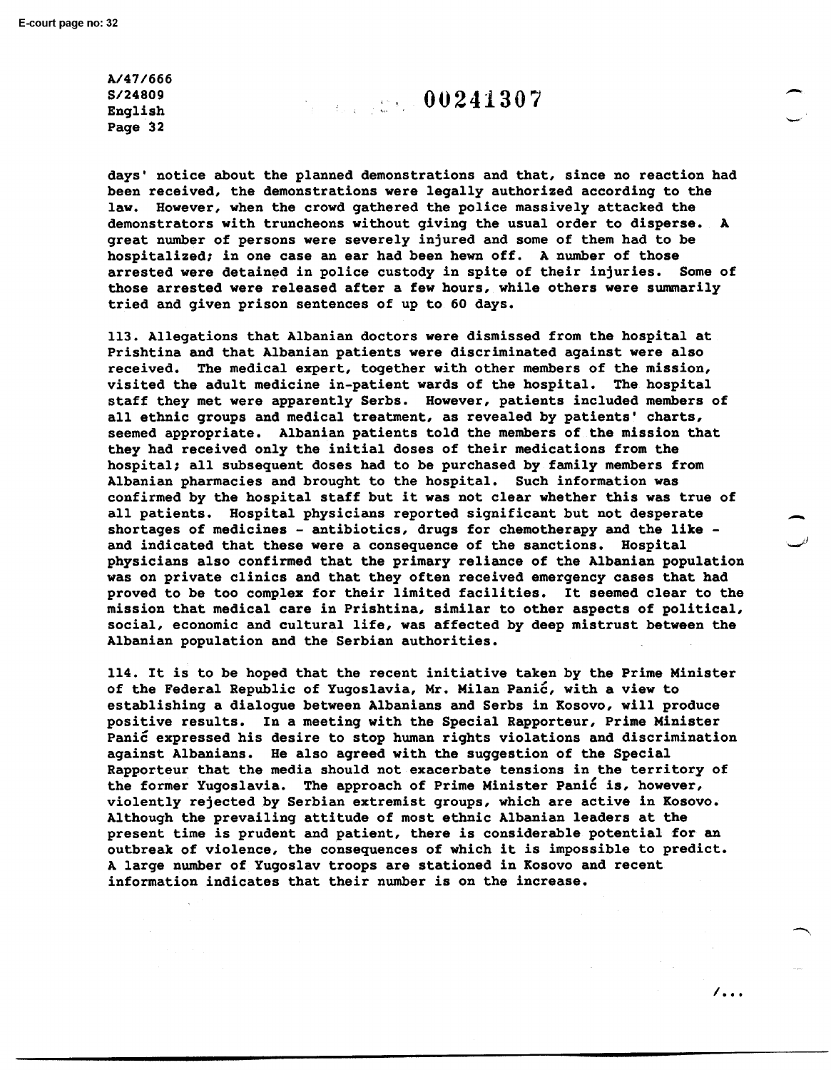days' notice about the planned demonstrations and that, since no reaction had been received, the demonstrations were legally authorized according to the law. However, when the crowd gathered the police massively attacked the demonstrators with truncheons without giving the usual order to disperse. A great number of persons were severely injured and some of them had to be hospitalized; in one case an ear had been hewn off. A number of those arrested were detained in police custody in spite of their injuries. Some of those arrested were released after a few hours, while others were summarily tried and given prison sentences of up to 60 days.

113. Allegations that Albanian doctors were dismissed from the hospital at Prishtina and that Albanian patients were discriminated against were also received. The medical expert, together with other members of the mission, visited the adult medicine in-patient wards of the hospital. The hospital staff they met were apparently Serbs. However, patients included members of all ethnic groups and medical treatment, as revealed by patients' charts, seemed appropriate. Albanian patients told the members of the mission that they had received only the initial doses of their medications from the hospital; all subsequent doses had to be purchased by family members from Albanian pharmacies and brought to the hospital. Such information was confirmed by the hospital staff but it was not clear whether this was true of all patients. Hospital physicians reported significant but not desperate shortages of medicines - antibiotics, drugs for chemotherapy and the like - and indicated that these were a consequence of the sanctions. Hospital physicians also confirmed that the primary reliance of the Albanian population was on private clinics and that they often received emergency cases that had proved to be too complex for their limited facilities. It seemed clear to the mission that medical care in Prishtina, similar to other aspects of political, social, economic and cultural life, was affected by deep mistrust between the Albanian population and the Serbian authorities.

114. It is to be hoped that the recent initiative taken by the Prime Minister of the Federal Republic of Yugoslavia, Mr. Milan Panić, with a view to establishing a dialogue between Albanians and Serbs in Kosovo, will produce positive results. In a meeting with the Special Rapporteur, Prime Minister Panić expressed his desire to stop human rights violations and discrimination against Albanians. He also agreed with the suggestion of the Special Rapporteur that the media should not exacerbate tensions in the territory of the former Yugoslavia. The approach of Prime Minister Panić is, however, violently rejected by Serbian extremist groups, which are active in Kosovo. Although the prevailing attitude of most ethnic Albanian leaders at the present time is prudent and patient, there is considerable potential for an outbreak of violence, the consequences of which it is impossible to predict. A large number of Yugoslav troops are stationed in Kosovo and recent information indicates that their number is on the increase.

/...